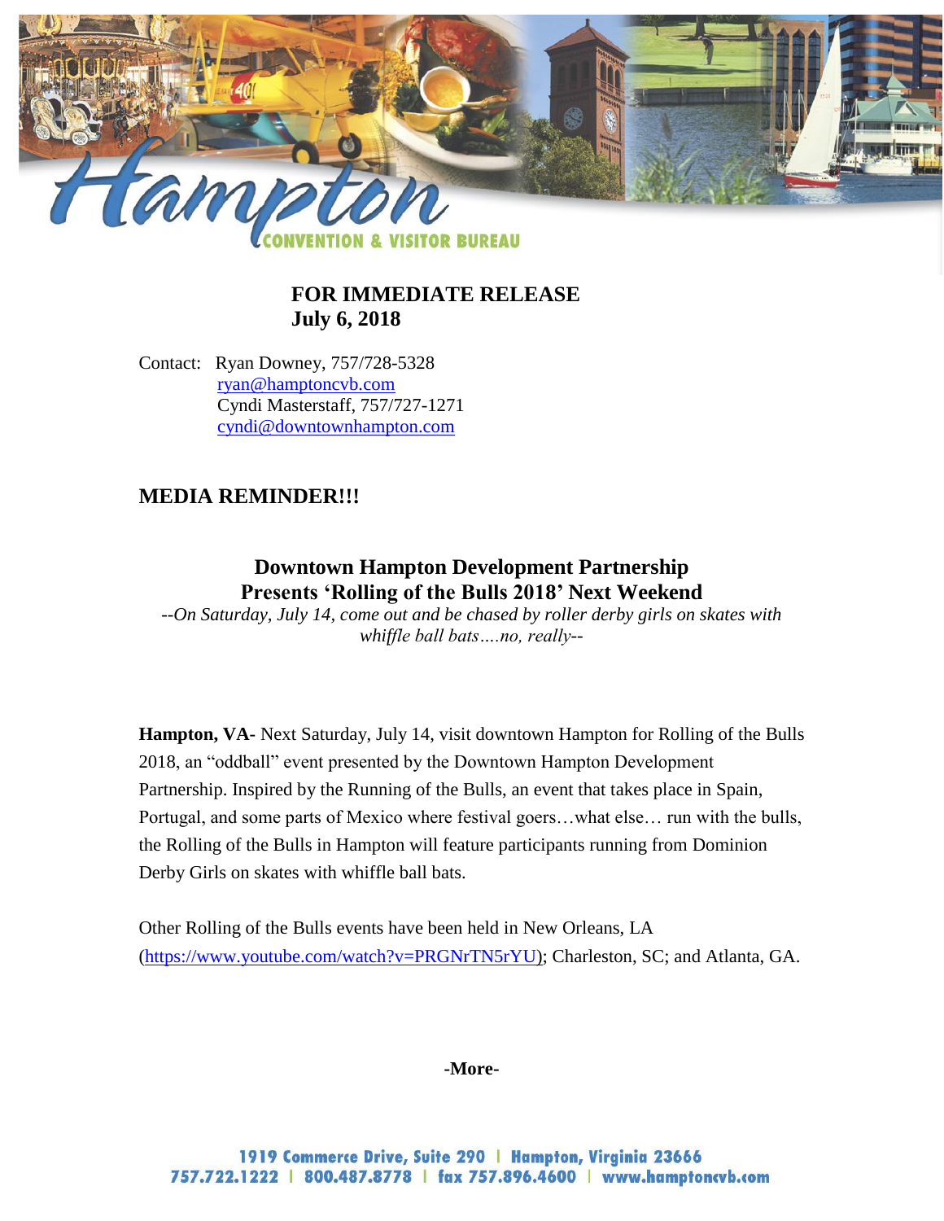**FOR IMMEDIATE RELEASE**
**July 6, 2018**

Contact: Ryan Downey, 757/728-5328
ryan@hamptoncvb.com
Cyndi Masterstaff, 757/727-1271
cyndi@downtownhampton.com

## MEDIA REMINDER!!!

### Downtown Hampton Development Partnership Presents 'Rolling of the Bulls 2018' Next Weekend

*--On Saturday, July 14, come out and be chased by roller derby girls on skates with whiffle ball bats….no, really--*

**Hampton, VA-** Next Saturday, July 14, visit downtown Hampton for Rolling of the Bulls 2018, an "oddball" event presented by the Downtown Hampton Development Partnership. Inspired by the Running of the Bulls, an event that takes place in Spain, Portugal, and some parts of Mexico where festival goers…what else… run with the bulls, the Rolling of the Bulls in Hampton will feature participants running from Dominion Derby Girls on skates with whiffle ball bats.

Other Rolling of the Bulls events have been held in New Orleans, LA (https://www.youtube.com/watch?v=PRGNrTN5rYU); Charleston, SC; and Atlanta, GA.

**-More-**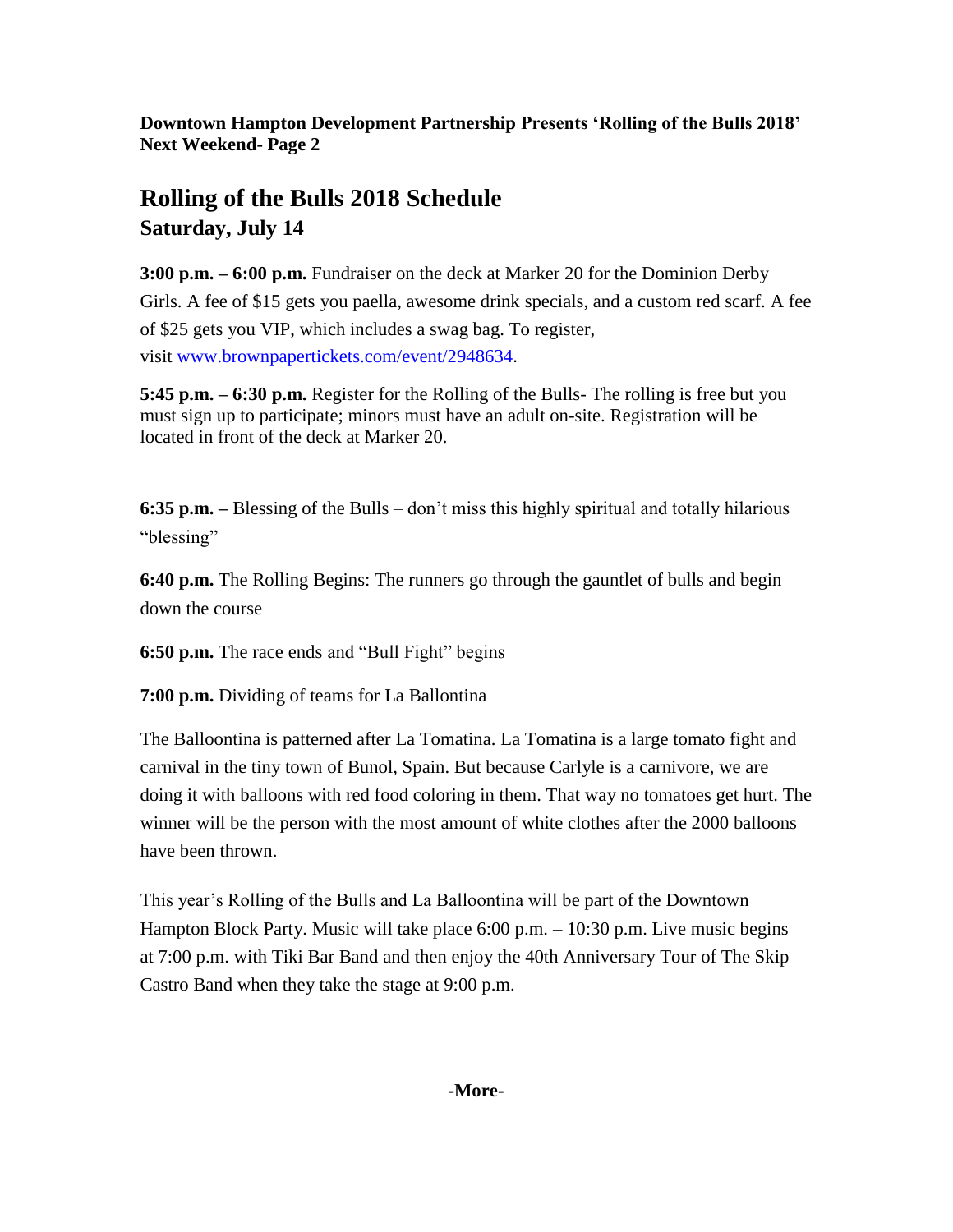**Downtown Hampton Development Partnership Presents 'Rolling of the Bulls 2018' Next Weekend- Page 2**

## Rolling of the Bulls 2018 Schedule
### Saturday, July 14

**3:00 p.m. – 6:00 p.m.** Fundraiser on the deck at Marker 20 for the Dominion Derby Girls. A fee of $15 gets you paella, awesome drink specials, and a custom red scarf. A fee of $25 gets you VIP, which includes a swag bag. To register, visit [www.brownpapertickets.com/event/2948634](http://www.brownpapertickets.com/event/2948634).

**5:45 p.m. – 6:30 p.m.** Register for the Rolling of the Bulls- The rolling is free but you must sign up to participate; minors must have an adult on-site. Registration will be located in front of the deck at Marker 20.

**6:35 p.m. –** Blessing of the Bulls – don't miss this highly spiritual and totally hilarious "blessing"

**6:40 p.m.** The Rolling Begins: The runners go through the gauntlet of bulls and begin down the course

**6:50 p.m.** The race ends and "Bull Fight" begins

**7:00 p.m.** Dividing of teams for La Ballontina

The Balloontina is patterned after La Tomatina. La Tomatina is a large tomato fight and carnival in the tiny town of Bunol, Spain. But because Carlyle is a carnivore, we are doing it with balloons with red food coloring in them. That way no tomatoes get hurt. The winner will be the person with the most amount of white clothes after the 2000 balloons have been thrown.

This year's Rolling of the Bulls and La Balloontina will be part of the Downtown Hampton Block Party. Music will take place 6:00 p.m. – 10:30 p.m. Live music begins at 7:00 p.m. with Tiki Bar Band and then enjoy the 40th Anniversary Tour of The Skip Castro Band when they take the stage at 9:00 p.m.

**-More-**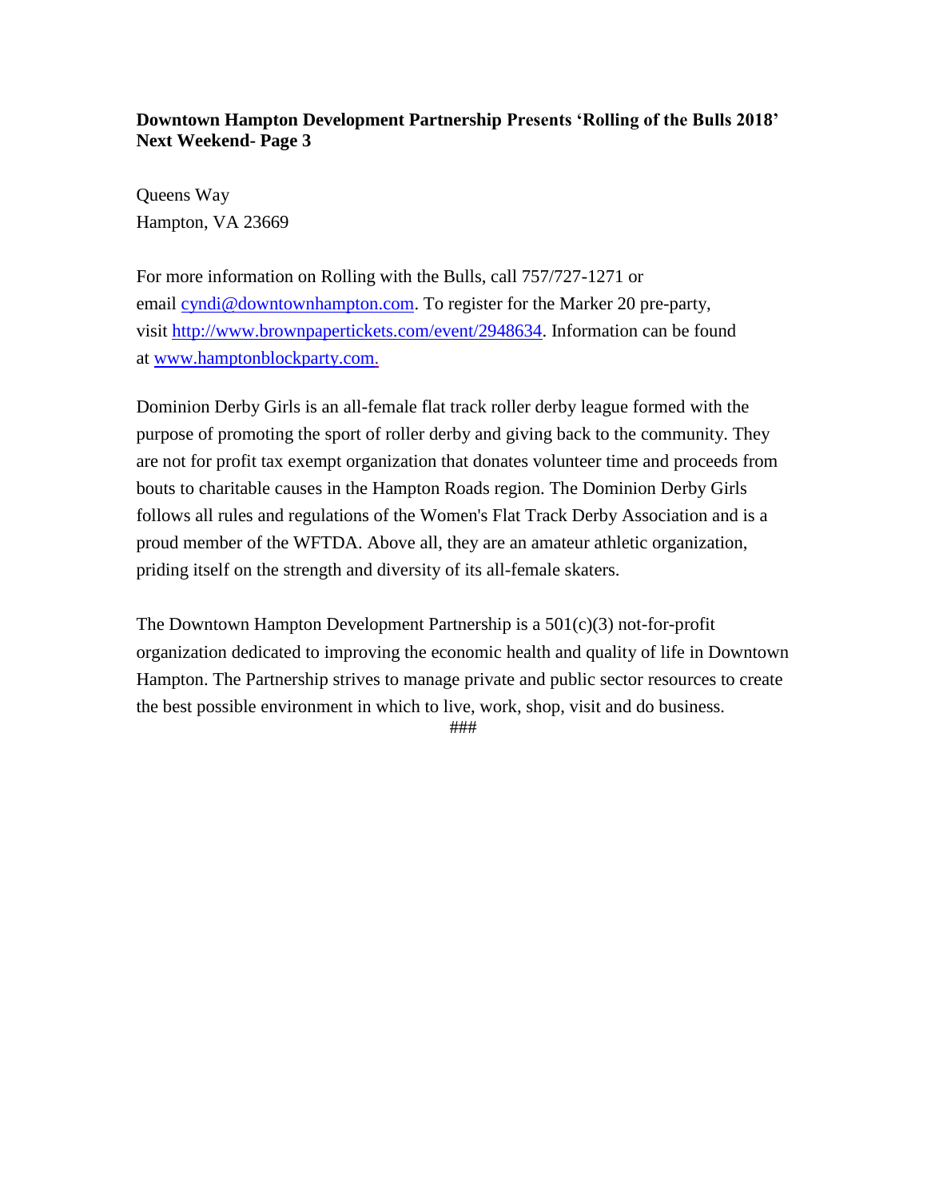Queens Way
Hampton, VA 23669

For more information on Rolling with the Bulls, call 757/727-1271 or email cyndi@downtownhampton.com. To register for the Marker 20 pre-party, visit http://www.brownpapertickets.com/event/2948634. Information can be found at www.hamptonblockparty.com.

Dominion Derby Girls is an all-female flat track roller derby league formed with the purpose of promoting the sport of roller derby and giving back to the community. They are not for profit tax exempt organization that donates volunteer time and proceeds from bouts to charitable causes in the Hampton Roads region. The Dominion Derby Girls follows all rules and regulations of the Women's Flat Track Derby Association and is a proud member of the WFTDA. Above all, they are an amateur athletic organization, priding itself on the strength and diversity of its all-female skaters.

The Downtown Hampton Development Partnership is a 501(c)(3) not-for-profit organization dedicated to improving the economic health and quality of life in Downtown Hampton. The Partnership strives to manage private and public sector resources to create the best possible environment in which to live, work, shop, visit and do business.

###